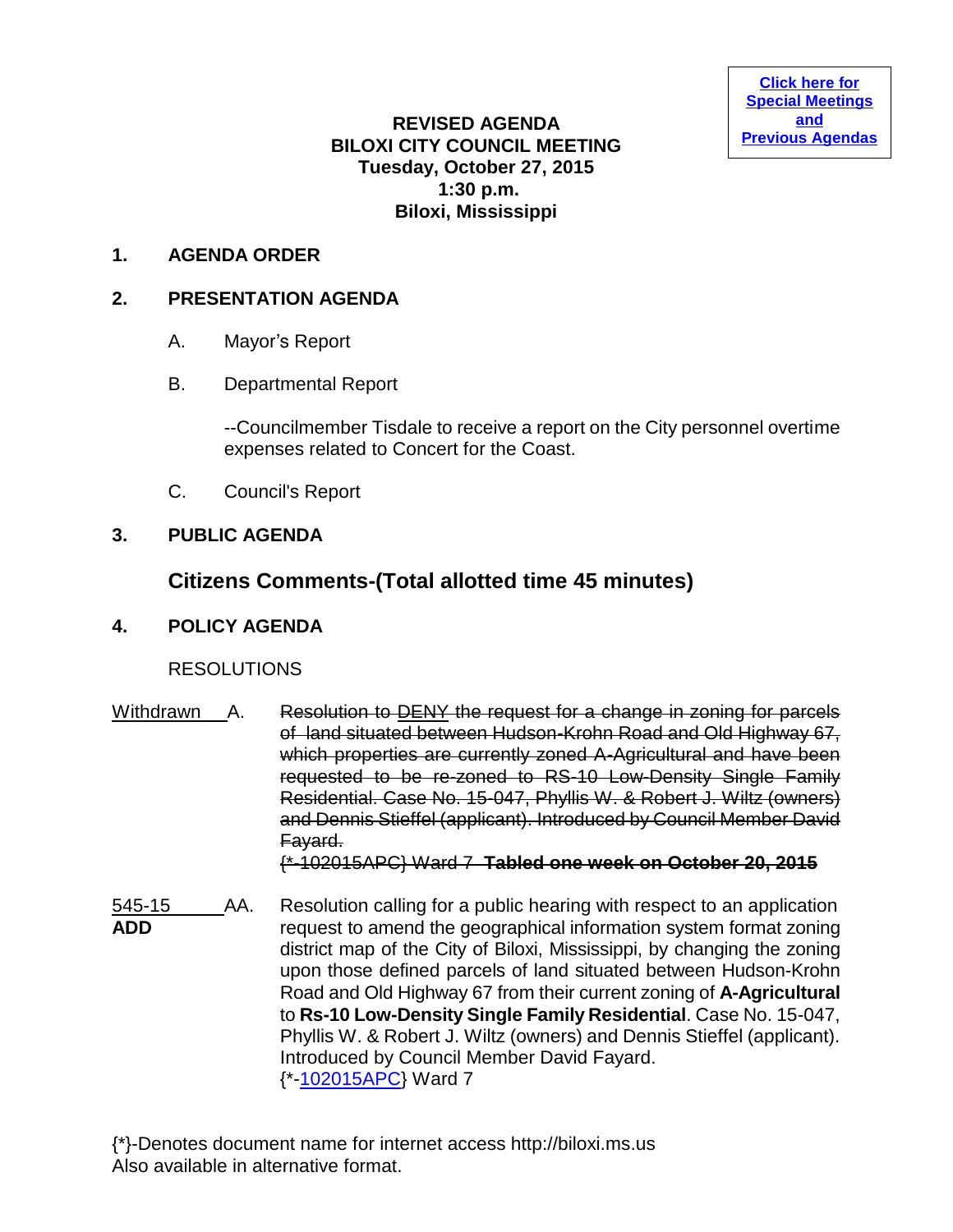[Click here for Special Meetings and Previous Agendas]

**REVISED AGENDA**
**BILOXI CITY COUNCIL MEETING**
**Tuesday, October 27, 2015**
**1:30 p.m.**
**Biloxi, Mississippi**

## 1. AGENDA ORDER

## 2. PRESENTATION AGENDA

A. Mayor's Report

B. Departmental Report

--Councilmember Tisdale to receive a report on the City personnel overtime expenses related to Concert for the Coast.

C. Council's Report

## 3. PUBLIC AGENDA

## Citizens Comments-(Total allotted time 45 minutes)

## 4. POLICY AGENDA

RESOLUTIONS

Withdrawn A. ~~Resolution to DENY the request for a change in zoning for parcels of land situated between Hudson-Krohn Road and Old Highway 67, which properties are currently zoned A-Agricultural and have been requested to be re-zoned to RS-10 Low-Density Single Family Residential. Case No. 15-047, Phyllis W. & Robert J. Wiltz (owners) and Dennis Stieffel (applicant). Introduced by Council Member David Fayard.~~
~~{*-102015APC} Ward 7~~ ~~**Tabled one week on October 20, 2015**~~

545-15 **ADD** AA. Resolution calling for a public hearing with respect to an application request to amend the geographical information system format zoning district map of the City of Biloxi, Mississippi, by changing the zoning upon those defined parcels of land situated between Hudson-Krohn Road and Old Highway 67 from their current zoning of **A-Agricultural** to **Rs-10 Low-Density Single Family Residential**. Case No. 15-047, Phyllis W. & Robert J. Wiltz (owners) and Dennis Stieffel (applicant). Introduced by Council Member David Fayard.
{*-102015APC} Ward 7

{*}-Denotes document name for internet access http://biloxi.ms.us
Also available in alternative format.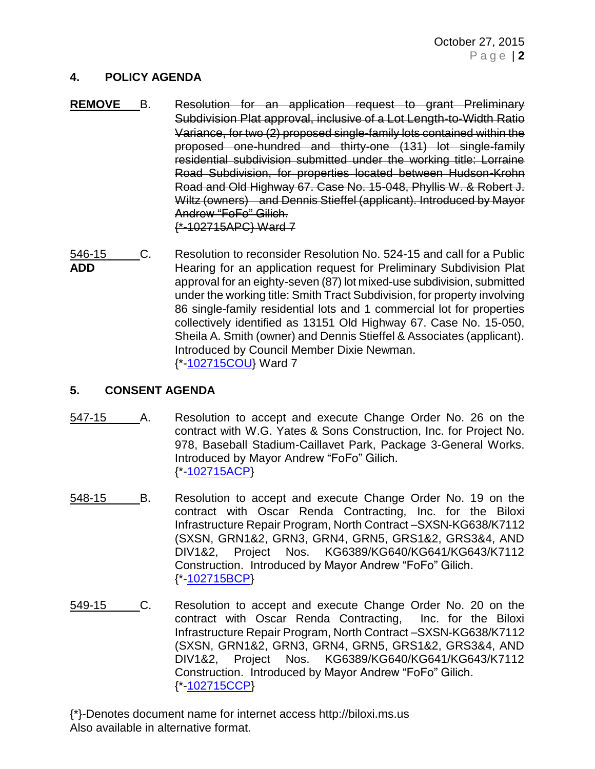## 4. POLICY AGENDA

**REMOVE** B. ~~Resolution for an application request to grant Preliminary Subdivision Plat approval, inclusive of a Lot Length-to-Width Ratio Variance, for two (2) proposed single-family lots contained within the proposed one-hundred and thirty-one (131) lot single-family residential subdivision submitted under the working title: Lorraine Road Subdivision, for properties located between Hudson-Krohn Road and Old Highway 67. Case No. 15-048, Phyllis W. & Robert J. Wiltz (owners) and Dennis Stieffel (applicant). Introduced by Mayor Andrew "FoFo" Gilich.~~
~~{*-102715APC} Ward 7~~

546-15 C. Resolution to reconsider Resolution No. 524-15 and call for a Public Hearing for an application request for Preliminary Subdivision Plat approval for an eighty-seven (87) lot mixed-use subdivision, submitted under the working title: Smith Tract Subdivision, for property involving 86 single-family residential lots and 1 commercial lot for properties collectively identified as 13151 Old Highway 67. Case No. 15-050, Sheila A. Smith (owner) and Dennis Stieffel & Associates (applicant). Introduced by Council Member Dixie Newman.
**ADD**
{*-102715COU} Ward 7

## 5. CONSENT AGENDA

547-15 A. Resolution to accept and execute Change Order No. 26 on the contract with W.G. Yates & Sons Construction, Inc. for Project No. 978, Baseball Stadium-Caillavet Park, Package 3-General Works. Introduced by Mayor Andrew "FoFo" Gilich.
{*-102715ACP}

548-15 B. Resolution to accept and execute Change Order No. 19 on the contract with Oscar Renda Contracting, Inc. for the Biloxi Infrastructure Repair Program, North Contract –SXSN-KG638/K7112 (SXSN, GRN1&2, GRN3, GRN4, GRN5, GRS1&2, GRS3&4, AND DIV1&2, Project Nos. KG6389/KG640/KG641/KG643/K7112 Construction. Introduced by Mayor Andrew "FoFo" Gilich.
{*-102715BCP}

549-15 C. Resolution to accept and execute Change Order No. 20 on the contract with Oscar Renda Contracting, Inc. for the Biloxi Infrastructure Repair Program, North Contract –SXSN-KG638/K7112 (SXSN, GRN1&2, GRN3, GRN4, GRN5, GRS1&2, GRS3&4, AND DIV1&2, Project Nos. KG6389/KG640/KG641/KG643/K7112 Construction. Introduced by Mayor Andrew "FoFo" Gilich.
{*-102715CCP}

{*}-Denotes document name for internet access http://biloxi.ms.us
Also available in alternative format.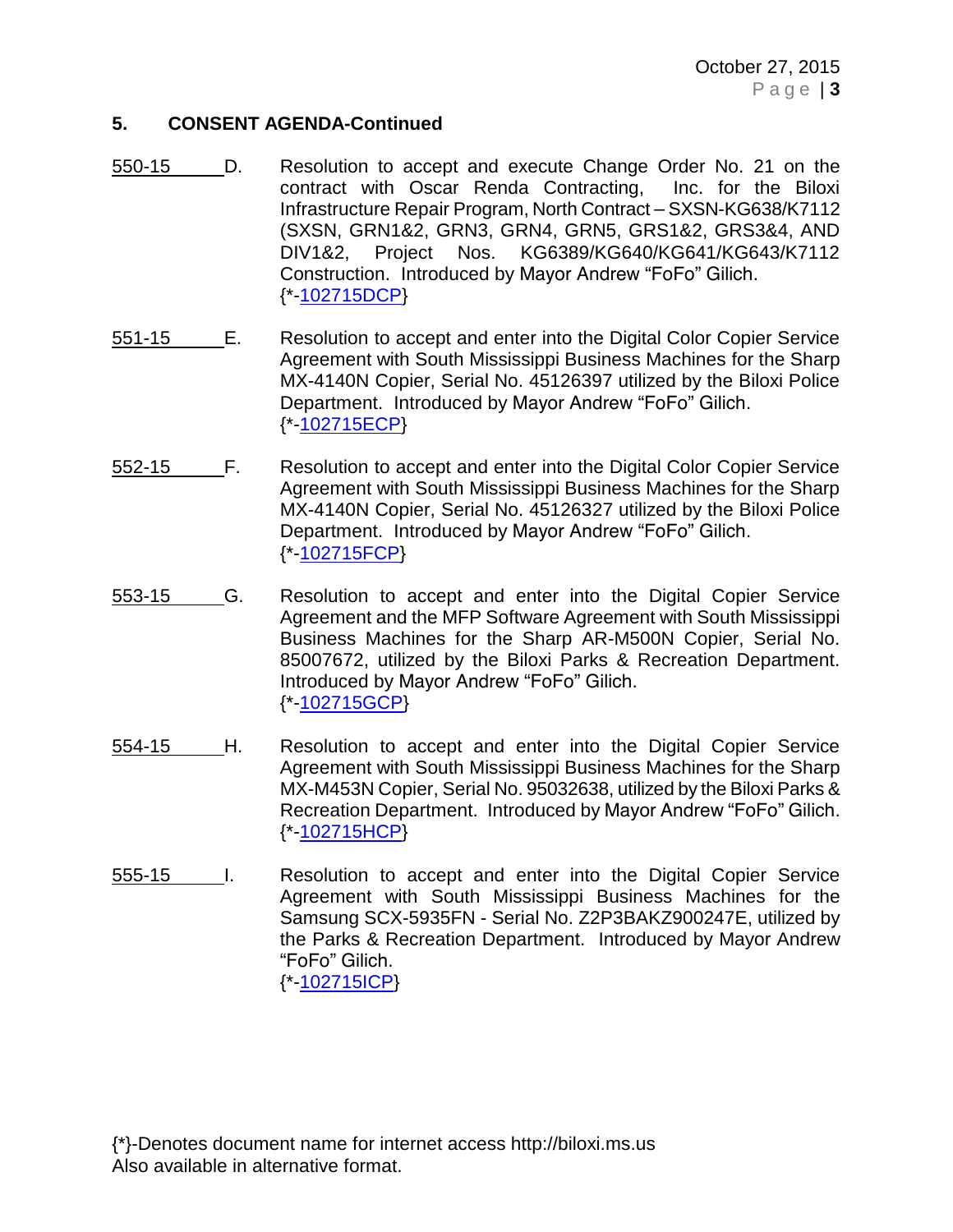### 5. CONSENT AGENDA-Continued

550-15 D. Resolution to accept and execute Change Order No. 21 on the contract with Oscar Renda Contracting, Inc. for the Biloxi Infrastructure Repair Program, North Contract – SXSN-KG638/K7112 (SXSN, GRN1&2, GRN3, GRN4, GRN5, GRS1&2, GRS3&4, AND DIV1&2, Project Nos. KG6389/KG640/KG641/KG643/K7112 Construction. Introduced by Mayor Andrew "FoFo" Gilich.
{*-102715DCP}

551-15 E. Resolution to accept and enter into the Digital Color Copier Service Agreement with South Mississippi Business Machines for the Sharp MX-4140N Copier, Serial No. 45126397 utilized by the Biloxi Police Department. Introduced by Mayor Andrew "FoFo" Gilich.
{*-102715ECP}

552-15 F. Resolution to accept and enter into the Digital Color Copier Service Agreement with South Mississippi Business Machines for the Sharp MX-4140N Copier, Serial No. 45126327 utilized by the Biloxi Police Department. Introduced by Mayor Andrew "FoFo" Gilich.
{*-102715FCP}

553-15 G. Resolution to accept and enter into the Digital Copier Service Agreement and the MFP Software Agreement with South Mississippi Business Machines for the Sharp AR-M500N Copier, Serial No. 85007672, utilized by the Biloxi Parks & Recreation Department. Introduced by Mayor Andrew "FoFo" Gilich.
{*-102715GCP}

554-15 H. Resolution to accept and enter into the Digital Copier Service Agreement with South Mississippi Business Machines for the Sharp MX-M453N Copier, Serial No. 95032638, utilized by the Biloxi Parks & Recreation Department. Introduced by Mayor Andrew "FoFo" Gilich.
{*-102715HCP}

555-15 I. Resolution to accept and enter into the Digital Copier Service Agreement with South Mississippi Business Machines for the Samsung SCX-5935FN - Serial No. Z2P3BAKZ900247E, utilized by the Parks & Recreation Department. Introduced by Mayor Andrew "FoFo" Gilich.
{*-102715ICP}

{*}-Denotes document name for internet access http://biloxi.ms.us
Also available in alternative format.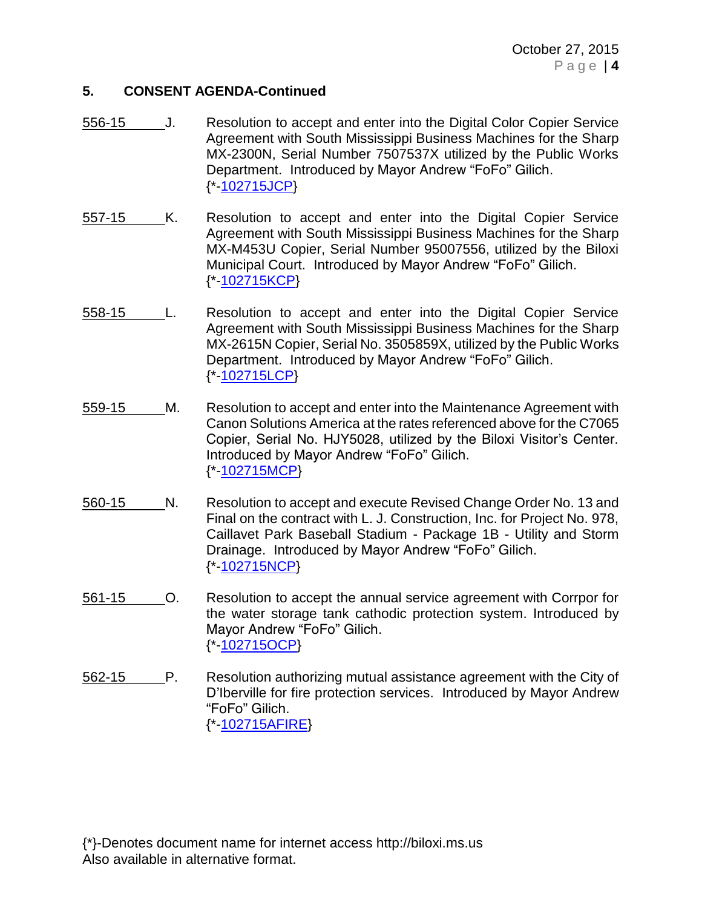## 5. CONSENT AGENDA-Continued

556-15 J. Resolution to accept and enter into the Digital Color Copier Service Agreement with South Mississippi Business Machines for the Sharp MX-2300N, Serial Number 7507537X utilized by the Public Works Department. Introduced by Mayor Andrew "FoFo" Gilich.
{*-102715JCP}

557-15 K. Resolution to accept and enter into the Digital Copier Service Agreement with South Mississippi Business Machines for the Sharp MX-M453U Copier, Serial Number 95007556, utilized by the Biloxi Municipal Court. Introduced by Mayor Andrew "FoFo" Gilich.
{*-102715KCP}

558-15 L. Resolution to accept and enter into the Digital Copier Service Agreement with South Mississippi Business Machines for the Sharp MX-2615N Copier, Serial No. 3505859X, utilized by the Public Works Department. Introduced by Mayor Andrew "FoFo" Gilich.
{*-102715LCP}

559-15 M. Resolution to accept and enter into the Maintenance Agreement with Canon Solutions America at the rates referenced above for the C7065 Copier, Serial No. HJY5028, utilized by the Biloxi Visitor's Center. Introduced by Mayor Andrew "FoFo" Gilich.
{*-102715MCP}

560-15 N. Resolution to accept and execute Revised Change Order No. 13 and Final on the contract with L. J. Construction, Inc. for Project No. 978, Caillavet Park Baseball Stadium - Package 1B - Utility and Storm Drainage. Introduced by Mayor Andrew "FoFo" Gilich.
{*-102715NCP}

561-15 O. Resolution to accept the annual service agreement with Corrpor for the water storage tank cathodic protection system. Introduced by Mayor Andrew "FoFo" Gilich.
{*-102715OCP}

562-15 P. Resolution authorizing mutual assistance agreement with the City of D'Iberville for fire protection services. Introduced by Mayor Andrew "FoFo" Gilich.
{*-102715AFIRE}

{*}-Denotes document name for internet access http://biloxi.ms.us
Also available in alternative format.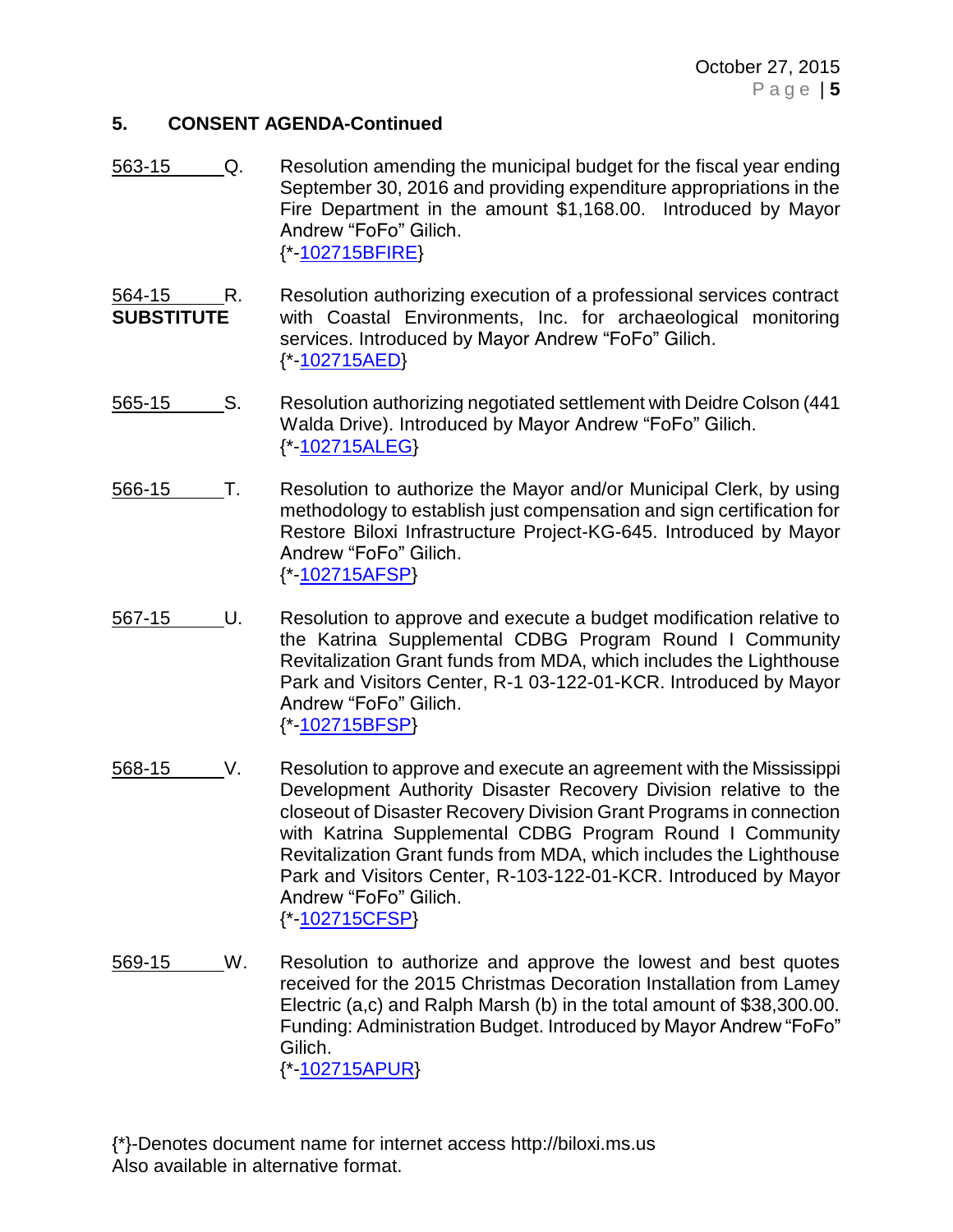## 5. CONSENT AGENDA-Continued

563-15 Q. Resolution amending the municipal budget for the fiscal year ending September 30, 2016 and providing expenditure appropriations in the Fire Department in the amount $1,168.00. Introduced by Mayor Andrew "FoFo" Gilich.
{*-102715BFIRE}

564-15 R.
**SUBSTITUTE**
Resolution authorizing execution of a professional services contract with Coastal Environments, Inc. for archaeological monitoring services. Introduced by Mayor Andrew "FoFo" Gilich.
{*-102715AED}

565-15 S. Resolution authorizing negotiated settlement with Deidre Colson (441 Walda Drive). Introduced by Mayor Andrew "FoFo" Gilich.
{*-102715ALEG}

566-15 T. Resolution to authorize the Mayor and/or Municipal Clerk, by using methodology to establish just compensation and sign certification for Restore Biloxi Infrastructure Project-KG-645. Introduced by Mayor Andrew "FoFo" Gilich.
{*-102715AFSP}

567-15 U. Resolution to approve and execute a budget modification relative to the Katrina Supplemental CDBG Program Round I Community Revitalization Grant funds from MDA, which includes the Lighthouse Park and Visitors Center, R-1 03-122-01-KCR. Introduced by Mayor Andrew "FoFo" Gilich.
{*-102715BFSP}

568-15 V. Resolution to approve and execute an agreement with the Mississippi Development Authority Disaster Recovery Division relative to the closeout of Disaster Recovery Division Grant Programs in connection with Katrina Supplemental CDBG Program Round I Community Revitalization Grant funds from MDA, which includes the Lighthouse Park and Visitors Center, R-103-122-01-KCR. Introduced by Mayor Andrew "FoFo" Gilich.
{*-102715CFSP}

569-15 W. Resolution to authorize and approve the lowest and best quotes received for the 2015 Christmas Decoration Installation from Lamey Electric (a,c) and Ralph Marsh (b) in the total amount of $38,300.00. Funding: Administration Budget. Introduced by Mayor Andrew "FoFo" Gilich.
{*-102715APUR}

{*}-Denotes document name for internet access http://biloxi.ms.us
Also available in alternative format.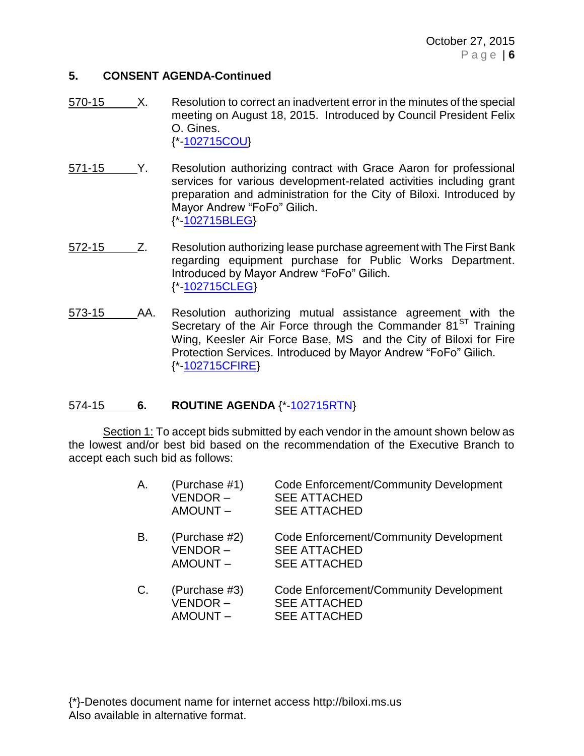## 5. CONSENT AGENDA-Continued

570-15 X. Resolution to correct an inadvertent error in the minutes of the special meeting on August 18, 2015. Introduced by Council President Felix O. Gines.
{*-102715COU}

571-15 Y. Resolution authorizing contract with Grace Aaron for professional services for various development-related activities including grant preparation and administration for the City of Biloxi. Introduced by Mayor Andrew "FoFo" Gilich.
{*-102715BLEG}

572-15 Z. Resolution authorizing lease purchase agreement with The First Bank regarding equipment purchase for Public Works Department. Introduced by Mayor Andrew "FoFo" Gilich.
{*-102715CLEG}

573-15 AA. Resolution authorizing mutual assistance agreement with the Secretary of the Air Force through the Commander 81ST Training Wing, Keesler Air Force Base, MS and the City of Biloxi for Fire Protection Services. Introduced by Mayor Andrew "FoFo" Gilich.
{*-102715CFIRE}

574-15 **6. ROUTINE AGENDA** {*-102715RTN}

Section 1: To accept bids submitted by each vendor in the amount shown below as the lowest and/or best bid based on the recommendation of the Executive Branch to accept each such bid as follows:

A. (Purchase #1) Code Enforcement/Community Development
VENDOR – SEE ATTACHED
AMOUNT – SEE ATTACHED

B. (Purchase #2) Code Enforcement/Community Development
VENDOR – SEE ATTACHED
AMOUNT – SEE ATTACHED

C. (Purchase #3) Code Enforcement/Community Development
VENDOR – SEE ATTACHED
AMOUNT – SEE ATTACHED

{*}-Denotes document name for internet access http://biloxi.ms.us
Also available in alternative format.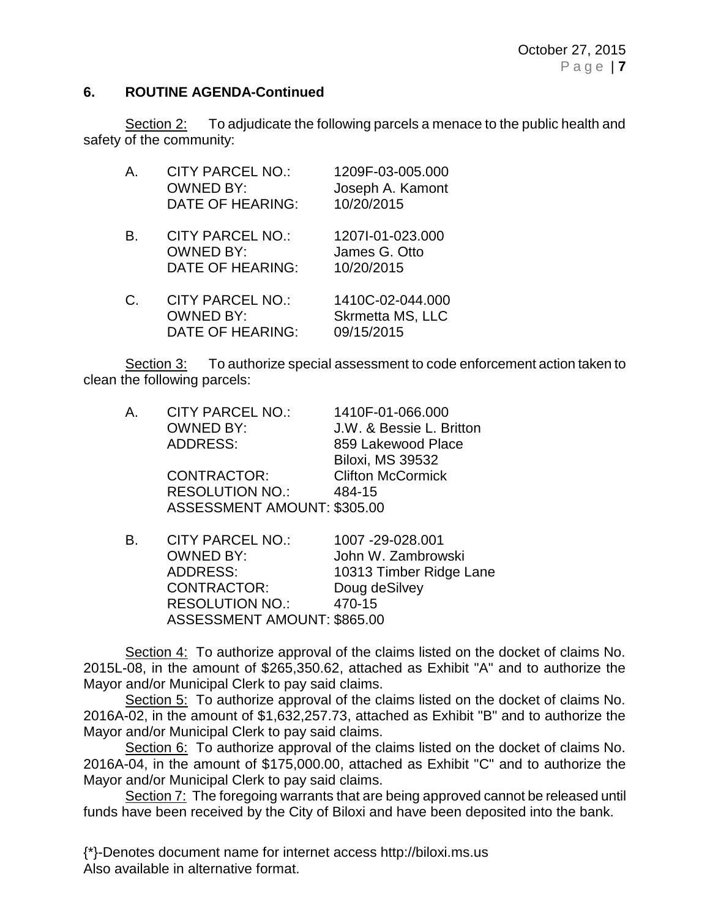## 6. ROUTINE AGENDA-Continued

Section 2: To adjudicate the following parcels a menace to the public health and safety of the community:

A. CITY PARCEL NO.: 1209F-03-005.000
OWNED BY: Joseph A. Kamont
DATE OF HEARING: 10/20/2015

B. CITY PARCEL NO.: 1207I-01-023.000
OWNED BY: James G. Otto
DATE OF HEARING: 10/20/2015

C. CITY PARCEL NO.: 1410C-02-044.000
OWNED BY: Skrmetta MS, LLC
DATE OF HEARING: 09/15/2015

Section 3: To authorize special assessment to code enforcement action taken to clean the following parcels:

A. CITY PARCEL NO.: 1410F-01-066.000
OWNED BY: J.W. & Bessie L. Britton
ADDRESS: 859 Lakewood Place
Biloxi, MS 39532
CONTRACTOR: Clifton McCormick
RESOLUTION NO.: 484-15
ASSESSMENT AMOUNT: $305.00

B. CITY PARCEL NO.: 1007 -29-028.001
OWNED BY: John W. Zambrowski
ADDRESS: 10313 Timber Ridge Lane
CONTRACTOR: Doug deSilvey
RESOLUTION NO.: 470-15
ASSESSMENT AMOUNT: $865.00

Section 4: To authorize approval of the claims listed on the docket of claims No. 2015L-08, in the amount of $265,350.62, attached as Exhibit "A" and to authorize the Mayor and/or Municipal Clerk to pay said claims.

Section 5: To authorize approval of the claims listed on the docket of claims No. 2016A-02, in the amount of $1,632,257.73, attached as Exhibit "B" and to authorize the Mayor and/or Municipal Clerk to pay said claims.

Section 6: To authorize approval of the claims listed on the docket of claims No. 2016A-04, in the amount of $175,000.00, attached as Exhibit "C" and to authorize the Mayor and/or Municipal Clerk to pay said claims.

Section 7: The foregoing warrants that are being approved cannot be released until funds have been received by the City of Biloxi and have been deposited into the bank.

{*}-Denotes document name for internet access http://biloxi.ms.us
Also available in alternative format.